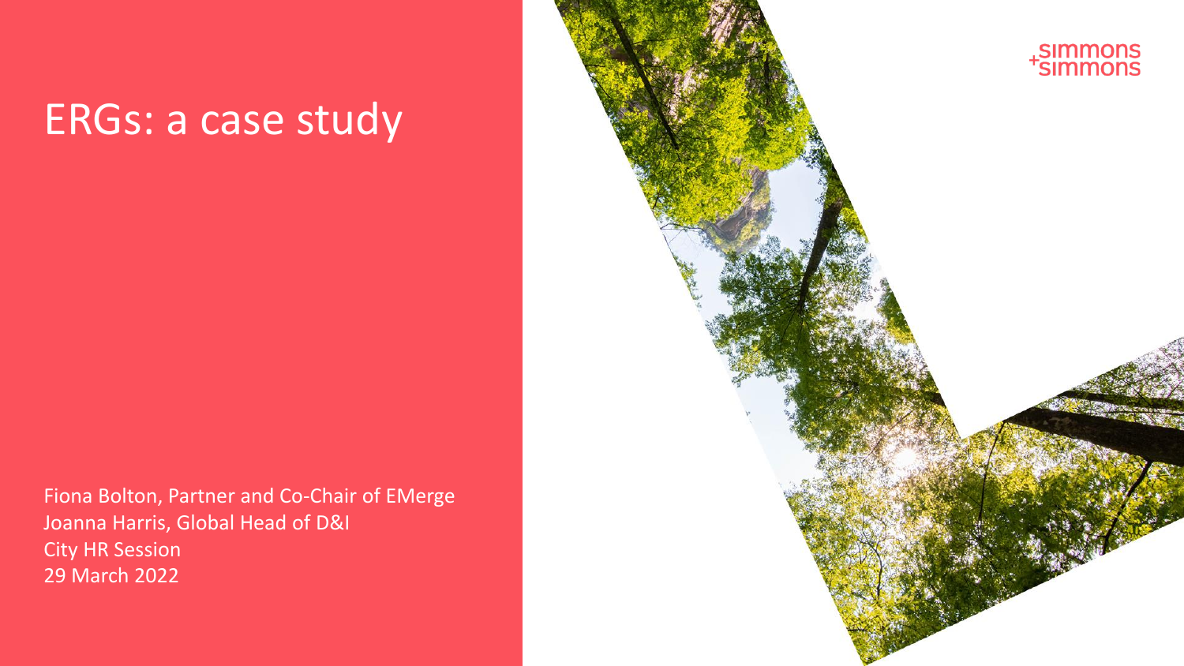# ERGs: a case study

Fiona Bolton, Partner and Co-Chair of EMerge
Joanna Harris, Global Head of D&I
City HR Session
29 March 2022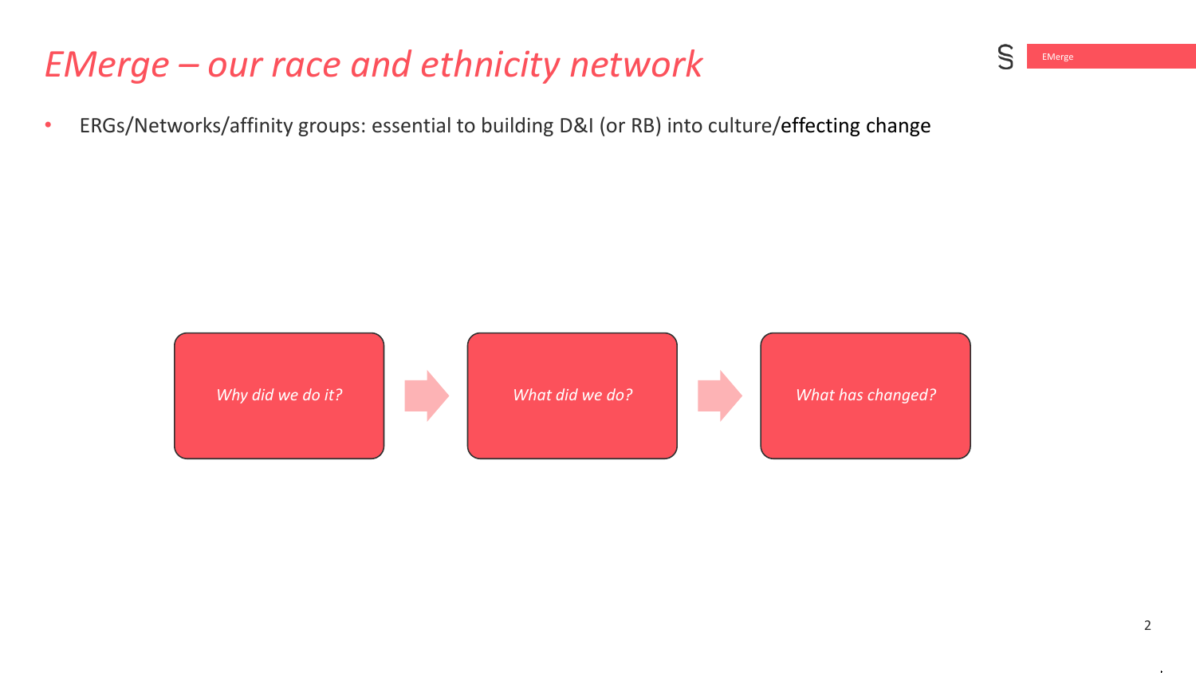# *EMerge – our race and ethnicity network*

- ERGs/Networks/affinity groups: essential to building D&I (or RB) into culture/effecting change

*Why did we do it?* → *What did we do?* → *What has changed?*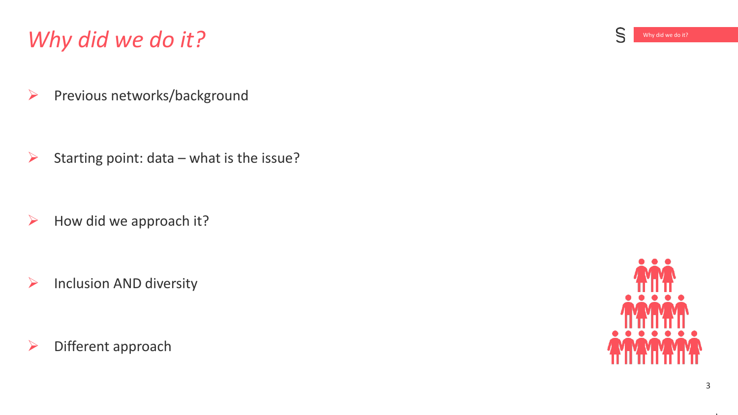# *Why did we do it?*

- Previous networks/background
- Starting point: data – what is the issue?
- How did we approach it?
- Inclusion AND diversity
- Different approach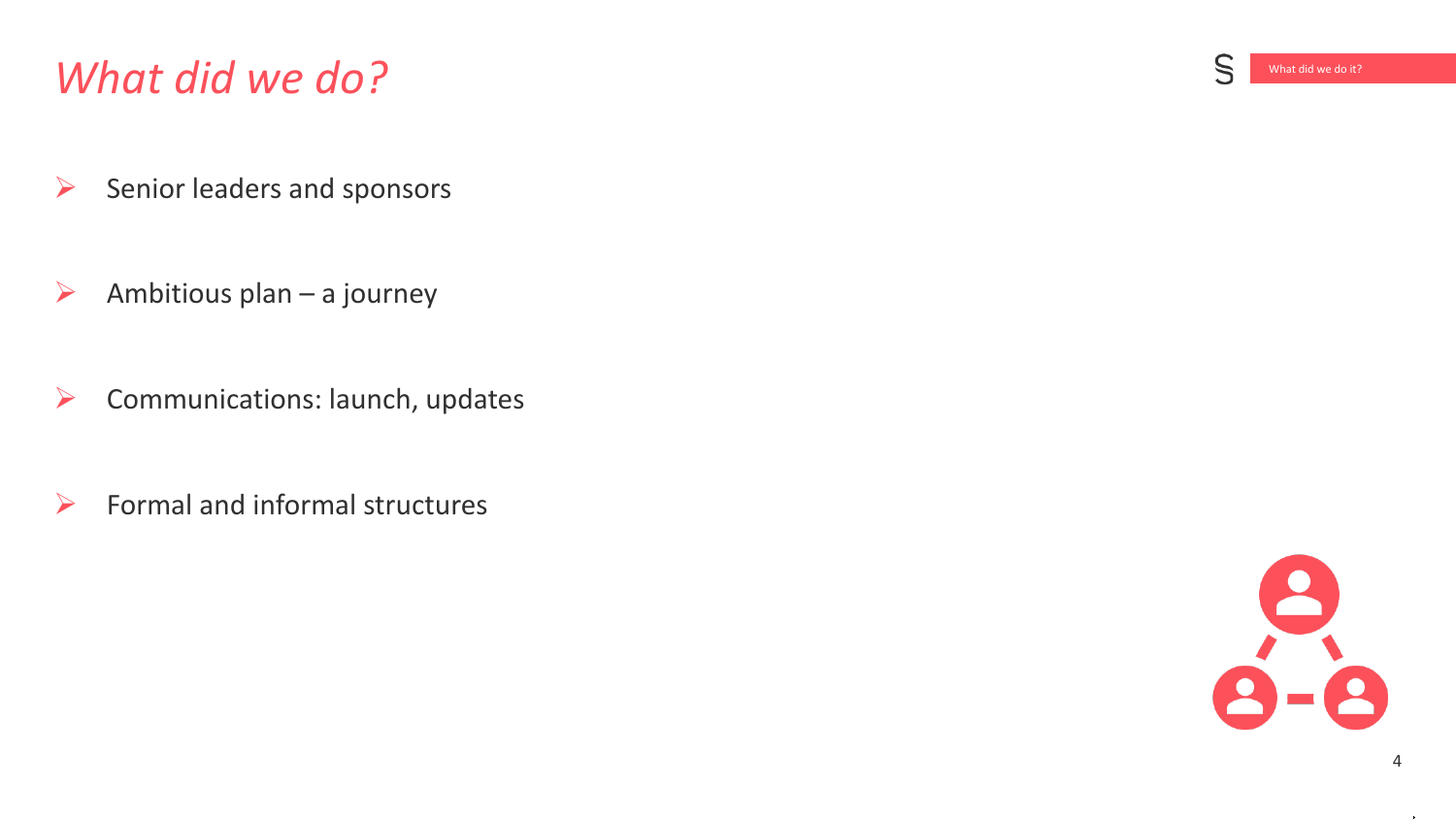# *What did we do?*

- Senior leaders and sponsors
- Ambitious plan – a journey
- Communications: launch, updates
- Formal and informal structures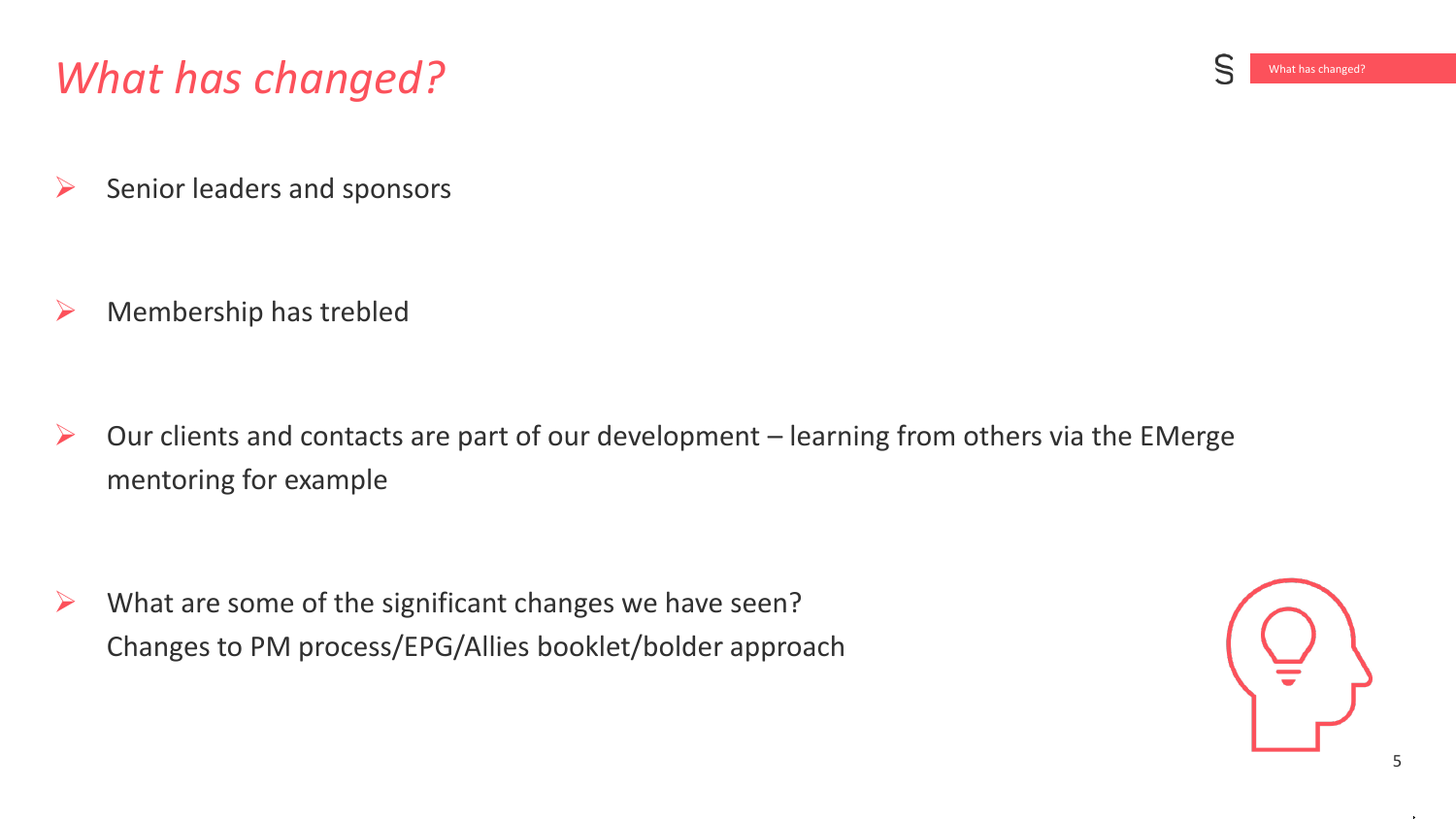# *What has changed?*

- Senior leaders and sponsors

- Membership has trebled

- Our clients and contacts are part of our development – learning from others via the EMerge mentoring for example

- What are some of the significant changes we have seen?
  Changes to PM process/EPG/Allies booklet/bolder approach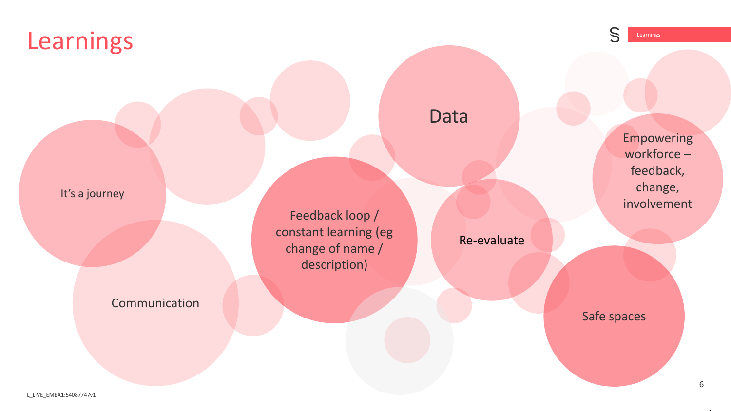# Learnings

- It's a journey
- Communication
- Feedback loop / constant learning (eg change of name / description)
- Data
- Re-evaluate
- Empowering workforce – feedback, change, involvement
- Safe spaces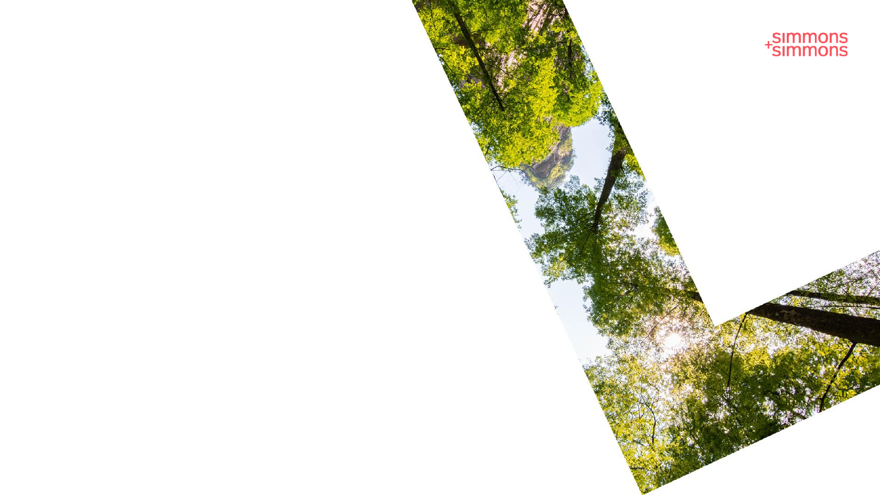simmons + simmons